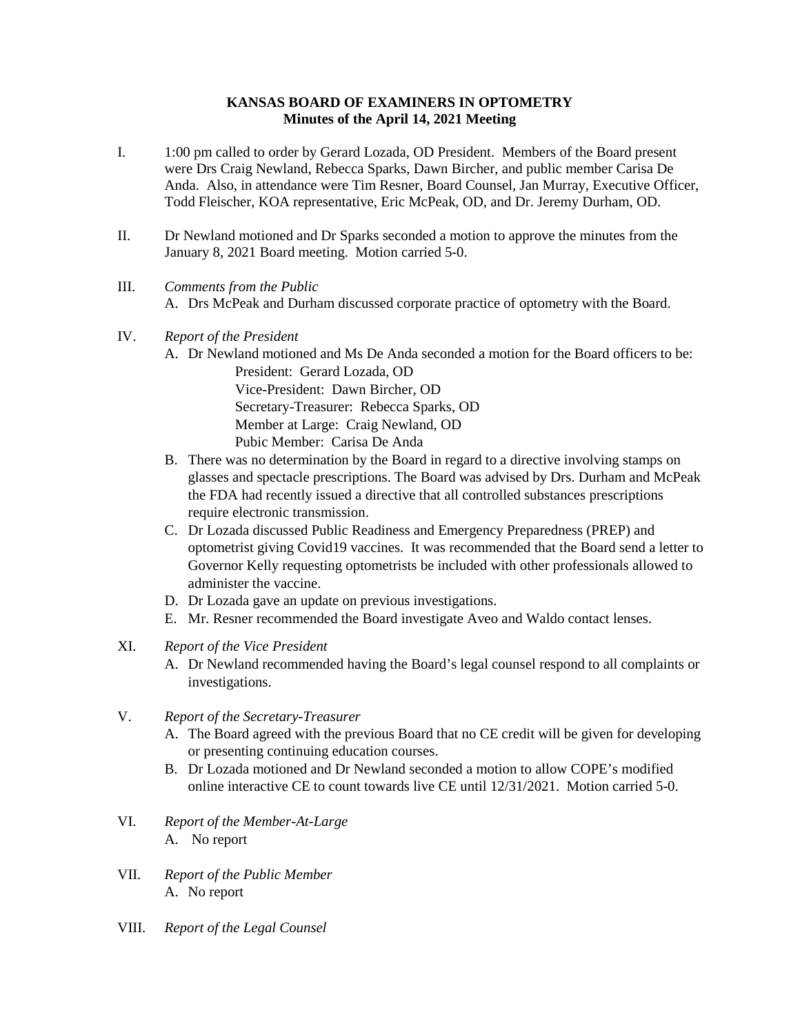**KANSAS BOARD OF EXAMINERS IN OPTOMETRY**
**Minutes of the April 14, 2021 Meeting**

I. 1:00 pm called to order by Gerard Lozada, OD President. Members of the Board present were Drs Craig Newland, Rebecca Sparks, Dawn Bircher, and public member Carisa De Anda. Also, in attendance were Tim Resner, Board Counsel, Jan Murray, Executive Officer, Todd Fleischer, KOA representative, Eric McPeak, OD, and Dr. Jeremy Durham, OD.

II. Dr Newland motioned and Dr Sparks seconded a motion to approve the minutes from the January 8, 2021 Board meeting. Motion carried 5-0.

III. *Comments from the Public*
   A. Drs McPeak and Durham discussed corporate practice of optometry with the Board.

IV. *Report of the President*
   A. Dr Newland motioned and Ms De Anda seconded a motion for the Board officers to be:
      President: Gerard Lozada, OD
      Vice-President: Dawn Bircher, OD
      Secretary-Treasurer: Rebecca Sparks, OD
      Member at Large: Craig Newland, OD
      Pubic Member: Carisa De Anda
   B. There was no determination by the Board in regard to a directive involving stamps on glasses and spectacle prescriptions. The Board was advised by Drs. Durham and McPeak the FDA had recently issued a directive that all controlled substances prescriptions require electronic transmission.
   C. Dr Lozada discussed Public Readiness and Emergency Preparedness (PREP) and optometrist giving Covid19 vaccines. It was recommended that the Board send a letter to Governor Kelly requesting optometrists be included with other professionals allowed to administer the vaccine.
   D. Dr Lozada gave an update on previous investigations.
   E. Mr. Resner recommended the Board investigate Aveo and Waldo contact lenses.

XI. *Report of the Vice President*
   A. Dr Newland recommended having the Board's legal counsel respond to all complaints or investigations.

V. *Report of the Secretary-Treasurer*
   A. The Board agreed with the previous Board that no CE credit will be given for developing or presenting continuing education courses.
   B. Dr Lozada motioned and Dr Newland seconded a motion to allow COPE's modified online interactive CE to count towards live CE until 12/31/2021. Motion carried 5-0.

VI. *Report of the Member-At-Large*
   A. No report

VII. *Report of the Public Member*
   A. No report

VIII. *Report of the Legal Counsel*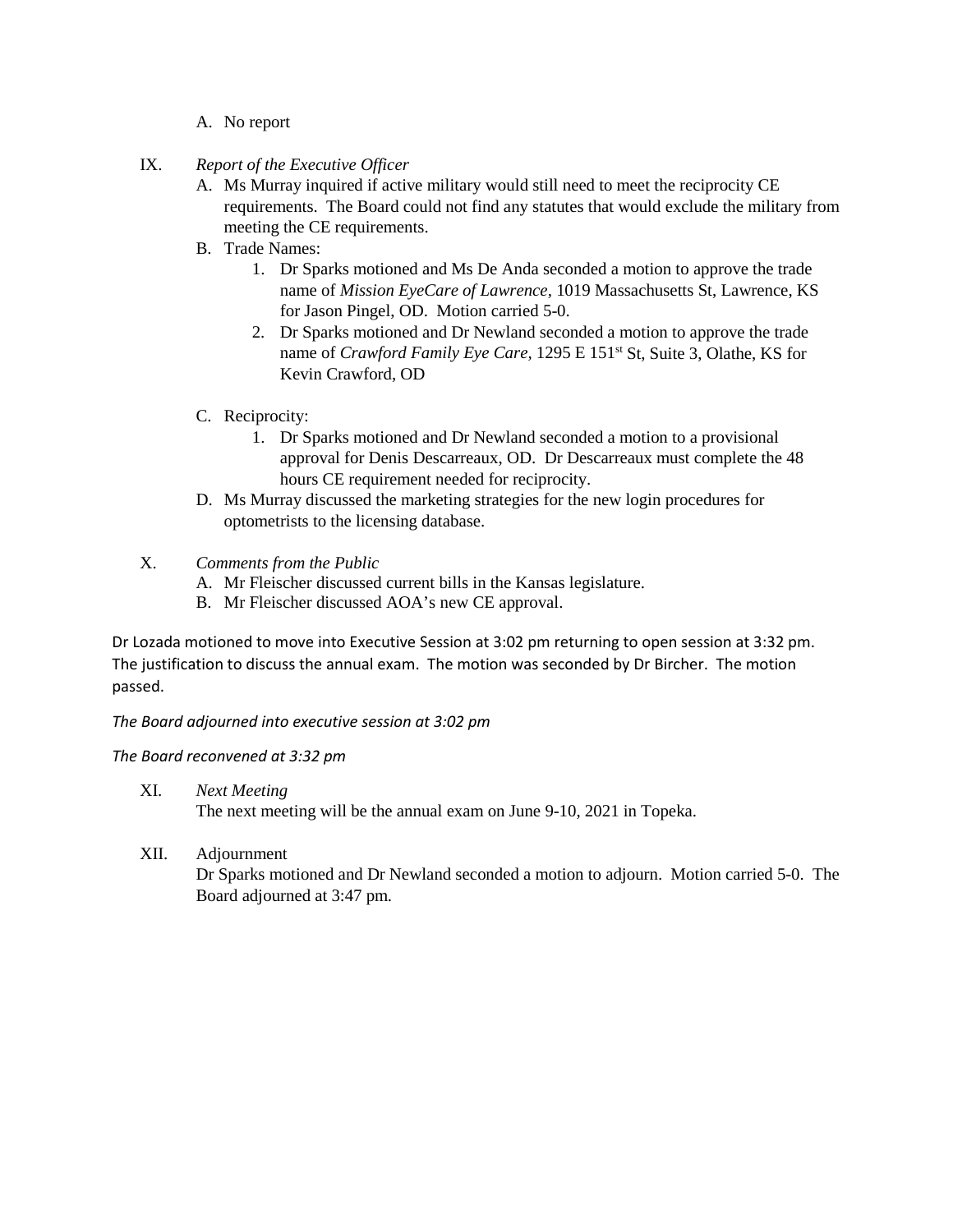A. No report

IX. *Report of the Executive Officer*

A. Ms Murray inquired if active military would still need to meet the reciprocity CE requirements. The Board could not find any statutes that would exclude the military from meeting the CE requirements.

B. Trade Names:

1. Dr Sparks motioned and Ms De Anda seconded a motion to approve the trade name of *Mission EyeCare of Lawrence*, 1019 Massachusetts St, Lawrence, KS for Jason Pingel, OD. Motion carried 5-0.
2. Dr Sparks motioned and Dr Newland seconded a motion to approve the trade name of *Crawford Family Eye Care*, 1295 E 151st St, Suite 3, Olathe, KS for Kevin Crawford, OD

C. Reciprocity:

1. Dr Sparks motioned and Dr Newland seconded a motion to a provisional approval for Denis Descarreaux, OD. Dr Descarreaux must complete the 48 hours CE requirement needed for reciprocity.

D. Ms Murray discussed the marketing strategies for the new login procedures for optometrists to the licensing database.

X. *Comments from the Public*

A. Mr Fleischer discussed current bills in the Kansas legislature.

B. Mr Fleischer discussed AOA's new CE approval.

Dr Lozada motioned to move into Executive Session at 3:02 pm returning to open session at 3:32 pm. The justification to discuss the annual exam. The motion was seconded by Dr Bircher. The motion passed.

*The Board adjourned into executive session at 3:02 pm*

*The Board reconvened at 3:32 pm*

XI. *Next Meeting*

The next meeting will be the annual exam on June 9-10, 2021 in Topeka.

XII. Adjournment

Dr Sparks motioned and Dr Newland seconded a motion to adjourn. Motion carried 5-0. The Board adjourned at 3:47 pm.